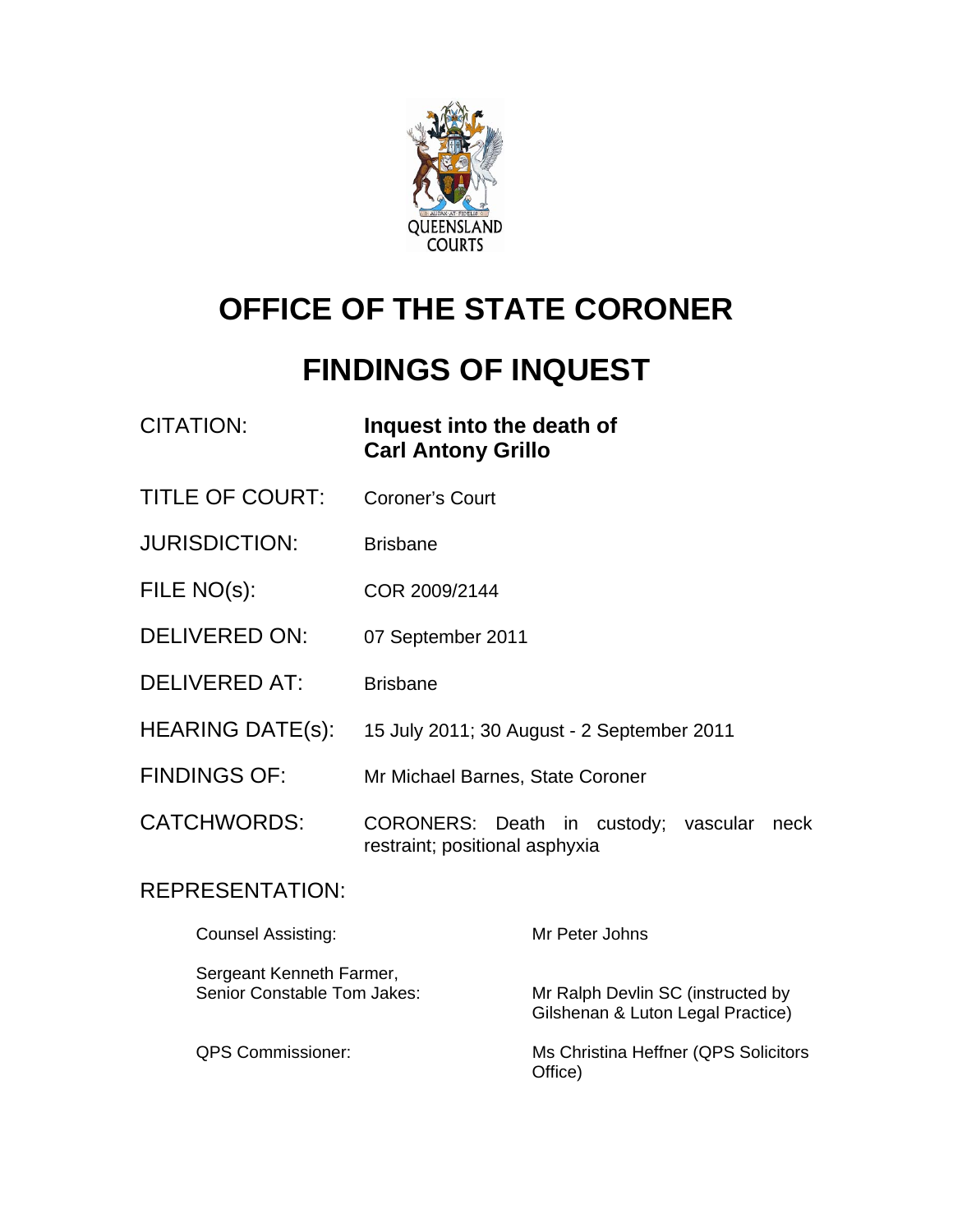QUEENSLAND COURTS

# OFFICE OF THE STATE CORONER

# FINDINGS OF INQUEST

| | |
|---|---|
| CITATION: | **Inquest into the death of Carl Antony Grillo** |
| TITLE OF COURT: | Coroner's Court |
| JURISDICTION: | Brisbane |
| FILE NO(s): | COR 2009/2144 |
| DELIVERED ON: | 07 September 2011 |
| DELIVERED AT: | Brisbane |
| HEARING DATE(s): | 15 July 2011; 30 August - 2 September 2011 |
| FINDINGS OF: | Mr Michael Barnes, State Coroner |
| CATCHWORDS: | CORONERS: Death in custody; vascular neck restraint; positional asphyxia |

REPRESENTATION:

| | |
|---|---|
| Counsel Assisting: | Mr Peter Johns |
| Sergeant Kenneth Farmer, Senior Constable Tom Jakes: | Mr Ralph Devlin SC (instructed by Gilshenan & Luton Legal Practice) |
| QPS Commissioner: | Ms Christina Heffner (QPS Solicitors Office) |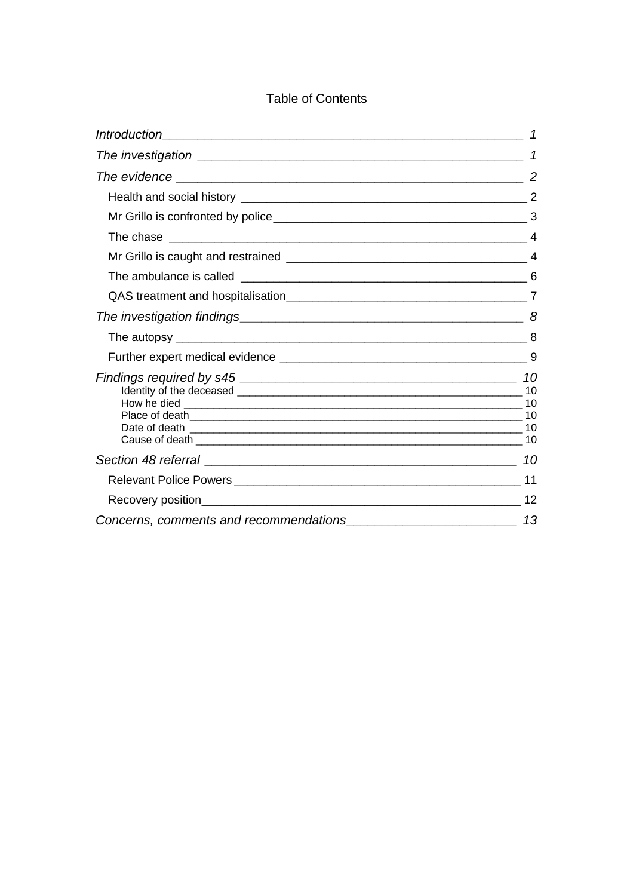Table of Contents

*Introduction* 1

*The investigation* 1

*The evidence* 2

- Health and social history 2
- Mr Grillo is confronted by police 3
- The chase 4
- Mr Grillo is caught and restrained 4
- The ambulance is called 6
- QAS treatment and hospitalisation 7

*The investigation findings* 8

- The autopsy 8
- Further expert medical evidence 9

*Findings required by s45* 10

- Identity of the deceased 10
- How he died 10
- Place of death 10
- Date of death 10
- Cause of death 10

*Section 48 referral* 10

- Relevant Police Powers 11
- Recovery position 12

*Concerns, comments and recommendations* 13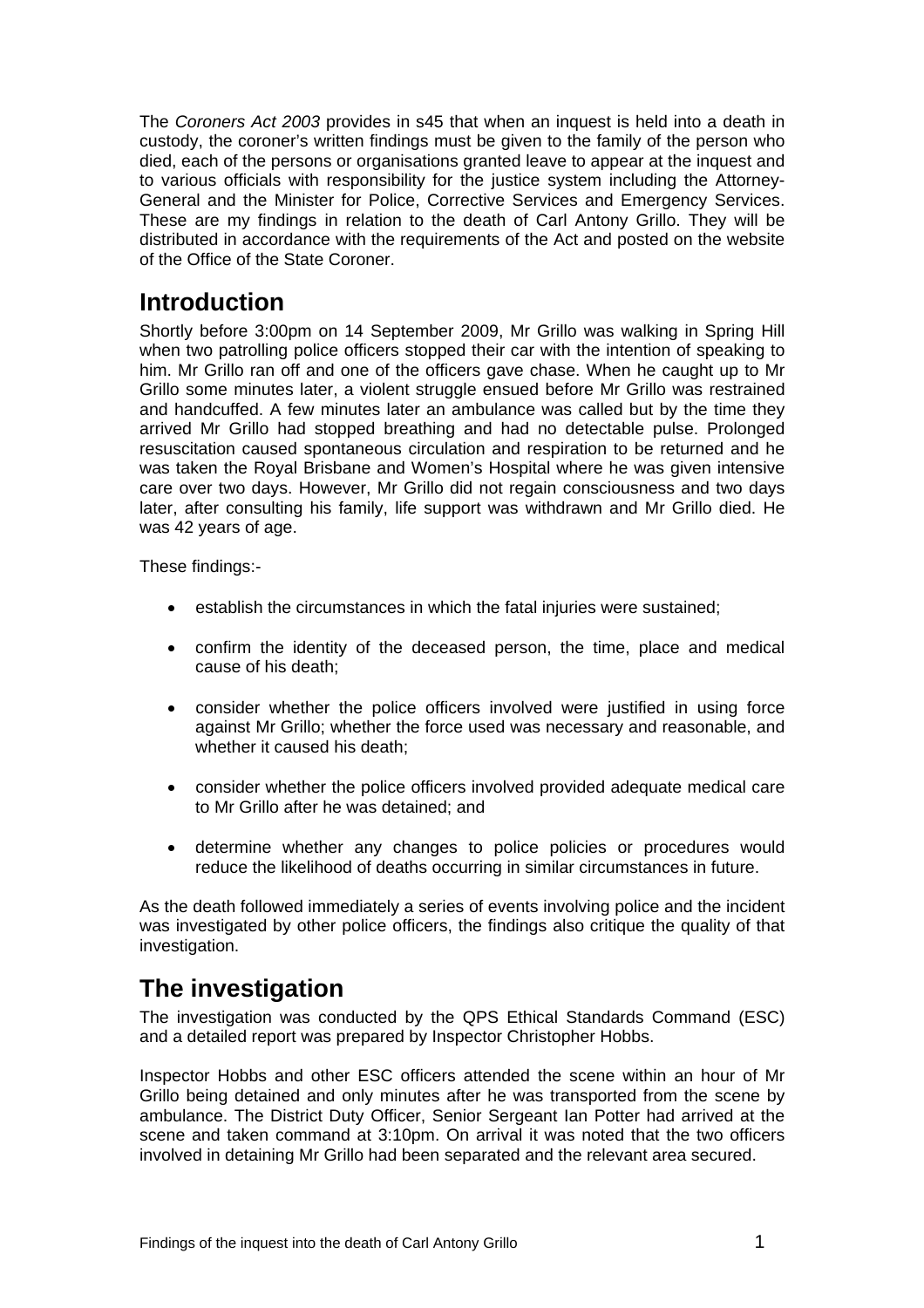The *Coroners Act 2003* provides in s45 that when an inquest is held into a death in custody, the coroner's written findings must be given to the family of the person who died, each of the persons or organisations granted leave to appear at the inquest and to various officials with responsibility for the justice system including the Attorney-General and the Minister for Police, Corrective Services and Emergency Services. These are my findings in relation to the death of Carl Antony Grillo. They will be distributed in accordance with the requirements of the Act and posted on the website of the Office of the State Coroner.

## Introduction

Shortly before 3:00pm on 14 September 2009, Mr Grillo was walking in Spring Hill when two patrolling police officers stopped their car with the intention of speaking to him. Mr Grillo ran off and one of the officers gave chase. When he caught up to Mr Grillo some minutes later, a violent struggle ensued before Mr Grillo was restrained and handcuffed. A few minutes later an ambulance was called but by the time they arrived Mr Grillo had stopped breathing and had no detectable pulse. Prolonged resuscitation caused spontaneous circulation and respiration to be returned and he was taken the Royal Brisbane and Women's Hospital where he was given intensive care over two days. However, Mr Grillo did not regain consciousness and two days later, after consulting his family, life support was withdrawn and Mr Grillo died. He was 42 years of age.

These findings:-

- establish the circumstances in which the fatal injuries were sustained;
- confirm the identity of the deceased person, the time, place and medical cause of his death;
- consider whether the police officers involved were justified in using force against Mr Grillo; whether the force used was necessary and reasonable, and whether it caused his death;
- consider whether the police officers involved provided adequate medical care to Mr Grillo after he was detained; and
- determine whether any changes to police policies or procedures would reduce the likelihood of deaths occurring in similar circumstances in future.

As the death followed immediately a series of events involving police and the incident was investigated by other police officers, the findings also critique the quality of that investigation.

## The investigation

The investigation was conducted by the QPS Ethical Standards Command (ESC) and a detailed report was prepared by Inspector Christopher Hobbs.

Inspector Hobbs and other ESC officers attended the scene within an hour of Mr Grillo being detained and only minutes after he was transported from the scene by ambulance. The District Duty Officer, Senior Sergeant Ian Potter had arrived at the scene and taken command at 3:10pm. On arrival it was noted that the two officers involved in detaining Mr Grillo had been separated and the relevant area secured.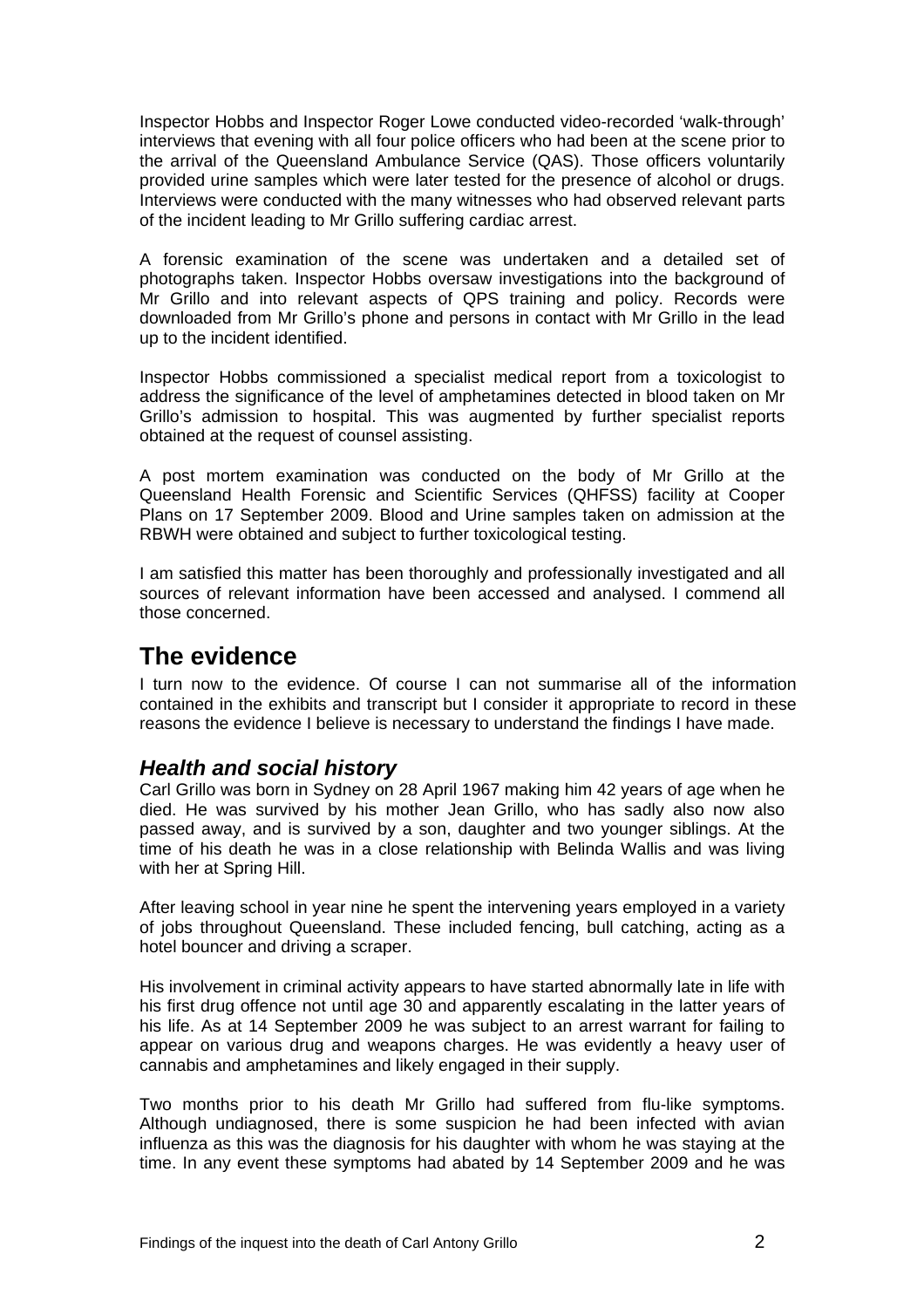Inspector Hobbs and Inspector Roger Lowe conducted video-recorded 'walk-through' interviews that evening with all four police officers who had been at the scene prior to the arrival of the Queensland Ambulance Service (QAS). Those officers voluntarily provided urine samples which were later tested for the presence of alcohol or drugs. Interviews were conducted with the many witnesses who had observed relevant parts of the incident leading to Mr Grillo suffering cardiac arrest.

A forensic examination of the scene was undertaken and a detailed set of photographs taken. Inspector Hobbs oversaw investigations into the background of Mr Grillo and into relevant aspects of QPS training and policy. Records were downloaded from Mr Grillo's phone and persons in contact with Mr Grillo in the lead up to the incident identified.

Inspector Hobbs commissioned a specialist medical report from a toxicologist to address the significance of the level of amphetamines detected in blood taken on Mr Grillo's admission to hospital. This was augmented by further specialist reports obtained at the request of counsel assisting.

A post mortem examination was conducted on the body of Mr Grillo at the Queensland Health Forensic and Scientific Services (QHFSS) facility at Cooper Plans on 17 September 2009. Blood and Urine samples taken on admission at the RBWH were obtained and subject to further toxicological testing.

I am satisfied this matter has been thoroughly and professionally investigated and all sources of relevant information have been accessed and analysed. I commend all those concerned.

# The evidence

I turn now to the evidence. Of course I can not summarise all of the information contained in the exhibits and transcript but I consider it appropriate to record in these reasons the evidence I believe is necessary to understand the findings I have made.

## *Health and social history*

Carl Grillo was born in Sydney on 28 April 1967 making him 42 years of age when he died. He was survived by his mother Jean Grillo, who has sadly also now also passed away, and is survived by a son, daughter and two younger siblings. At the time of his death he was in a close relationship with Belinda Wallis and was living with her at Spring Hill.

After leaving school in year nine he spent the intervening years employed in a variety of jobs throughout Queensland. These included fencing, bull catching, acting as a hotel bouncer and driving a scraper.

His involvement in criminal activity appears to have started abnormally late in life with his first drug offence not until age 30 and apparently escalating in the latter years of his life. As at 14 September 2009 he was subject to an arrest warrant for failing to appear on various drug and weapons charges. He was evidently a heavy user of cannabis and amphetamines and likely engaged in their supply.

Two months prior to his death Mr Grillo had suffered from flu-like symptoms. Although undiagnosed, there is some suspicion he had been infected with avian influenza as this was the diagnosis for his daughter with whom he was staying at the time. In any event these symptoms had abated by 14 September 2009 and he was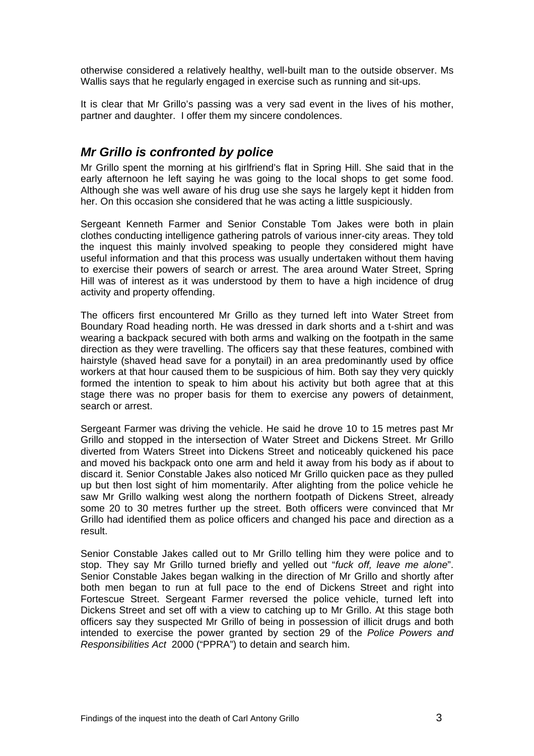otherwise considered a relatively healthy, well-built man to the outside observer. Ms Wallis says that he regularly engaged in exercise such as running and sit-ups.

It is clear that Mr Grillo's passing was a very sad event in the lives of his mother, partner and daughter. I offer them my sincere condolences.

## *Mr Grillo is confronted by police*

Mr Grillo spent the morning at his girlfriend's flat in Spring Hill. She said that in the early afternoon he left saying he was going to the local shops to get some food. Although she was well aware of his drug use she says he largely kept it hidden from her. On this occasion she considered that he was acting a little suspiciously.

Sergeant Kenneth Farmer and Senior Constable Tom Jakes were both in plain clothes conducting intelligence gathering patrols of various inner-city areas. They told the inquest this mainly involved speaking to people they considered might have useful information and that this process was usually undertaken without them having to exercise their powers of search or arrest. The area around Water Street, Spring Hill was of interest as it was understood by them to have a high incidence of drug activity and property offending.

The officers first encountered Mr Grillo as they turned left into Water Street from Boundary Road heading north. He was dressed in dark shorts and a t-shirt and was wearing a backpack secured with both arms and walking on the footpath in the same direction as they were travelling. The officers say that these features, combined with hairstyle (shaved head save for a ponytail) in an area predominantly used by office workers at that hour caused them to be suspicious of him. Both say they very quickly formed the intention to speak to him about his activity but both agree that at this stage there was no proper basis for them to exercise any powers of detainment, search or arrest.

Sergeant Farmer was driving the vehicle. He said he drove 10 to 15 metres past Mr Grillo and stopped in the intersection of Water Street and Dickens Street. Mr Grillo diverted from Waters Street into Dickens Street and noticeably quickened his pace and moved his backpack onto one arm and held it away from his body as if about to discard it. Senior Constable Jakes also noticed Mr Grillo quicken pace as they pulled up but then lost sight of him momentarily. After alighting from the police vehicle he saw Mr Grillo walking west along the northern footpath of Dickens Street, already some 20 to 30 metres further up the street. Both officers were convinced that Mr Grillo had identified them as police officers and changed his pace and direction as a result.

Senior Constable Jakes called out to Mr Grillo telling him they were police and to stop. They say Mr Grillo turned briefly and yelled out "*fuck off, leave me alone*". Senior Constable Jakes began walking in the direction of Mr Grillo and shortly after both men began to run at full pace to the end of Dickens Street and right into Fortescue Street. Sergeant Farmer reversed the police vehicle, turned left into Dickens Street and set off with a view to catching up to Mr Grillo. At this stage both officers say they suspected Mr Grillo of being in possession of illicit drugs and both intended to exercise the power granted by section 29 of the *Police Powers and Responsibilities Act* 2000 ("PPRA") to detain and search him.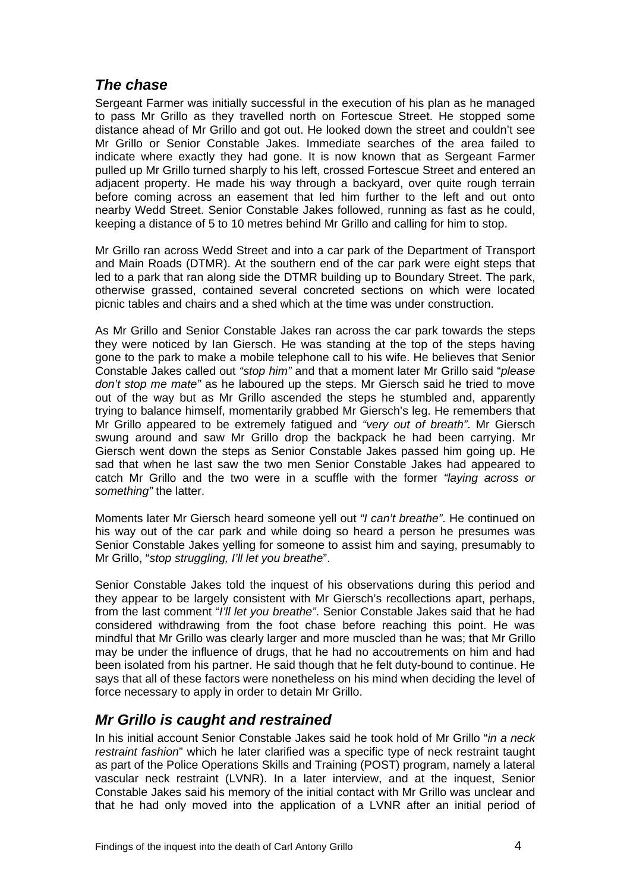## *The chase*

Sergeant Farmer was initially successful in the execution of his plan as he managed to pass Mr Grillo as they travelled north on Fortescue Street. He stopped some distance ahead of Mr Grillo and got out. He looked down the street and couldn't see Mr Grillo or Senior Constable Jakes. Immediate searches of the area failed to indicate where exactly they had gone. It is now known that as Sergeant Farmer pulled up Mr Grillo turned sharply to his left, crossed Fortescue Street and entered an adjacent property. He made his way through a backyard, over quite rough terrain before coming across an easement that led him further to the left and out onto nearby Wedd Street. Senior Constable Jakes followed, running as fast as he could, keeping a distance of 5 to 10 metres behind Mr Grillo and calling for him to stop.

Mr Grillo ran across Wedd Street and into a car park of the Department of Transport and Main Roads (DTMR). At the southern end of the car park were eight steps that led to a park that ran along side the DTMR building up to Boundary Street. The park, otherwise grassed, contained several concreted sections on which were located picnic tables and chairs and a shed which at the time was under construction.

As Mr Grillo and Senior Constable Jakes ran across the car park towards the steps they were noticed by Ian Giersch. He was standing at the top of the steps having gone to the park to make a mobile telephone call to his wife. He believes that Senior Constable Jakes called out *"stop him"* and that a moment later Mr Grillo said "*please don't stop me mate"* as he laboured up the steps. Mr Giersch said he tried to move out of the way but as Mr Grillo ascended the steps he stumbled and, apparently trying to balance himself, momentarily grabbed Mr Giersch's leg. He remembers that Mr Grillo appeared to be extremely fatigued and *"very out of breath"*. Mr Giersch swung around and saw Mr Grillo drop the backpack he had been carrying. Mr Giersch went down the steps as Senior Constable Jakes passed him going up. He sad that when he last saw the two men Senior Constable Jakes had appeared to catch Mr Grillo and the two were in a scuffle with the former *"laying across or something"* the latter.

Moments later Mr Giersch heard someone yell out *"I can't breathe"*. He continued on his way out of the car park and while doing so heard a person he presumes was Senior Constable Jakes yelling for someone to assist him and saying, presumably to Mr Grillo, "*stop struggling, I'll let you breathe*".

Senior Constable Jakes told the inquest of his observations during this period and they appear to be largely consistent with Mr Giersch's recollections apart, perhaps, from the last comment "*I'll let you breathe"*. Senior Constable Jakes said that he had considered withdrawing from the foot chase before reaching this point. He was mindful that Mr Grillo was clearly larger and more muscled than he was; that Mr Grillo may be under the influence of drugs, that he had no accoutrements on him and had been isolated from his partner. He said though that he felt duty-bound to continue. He says that all of these factors were nonetheless on his mind when deciding the level of force necessary to apply in order to detain Mr Grillo.

## *Mr Grillo is caught and restrained*

In his initial account Senior Constable Jakes said he took hold of Mr Grillo "*in a neck restraint fashion*" which he later clarified was a specific type of neck restraint taught as part of the Police Operations Skills and Training (POST) program, namely a lateral vascular neck restraint (LVNR). In a later interview, and at the inquest, Senior Constable Jakes said his memory of the initial contact with Mr Grillo was unclear and that he had only moved into the application of a LVNR after an initial period of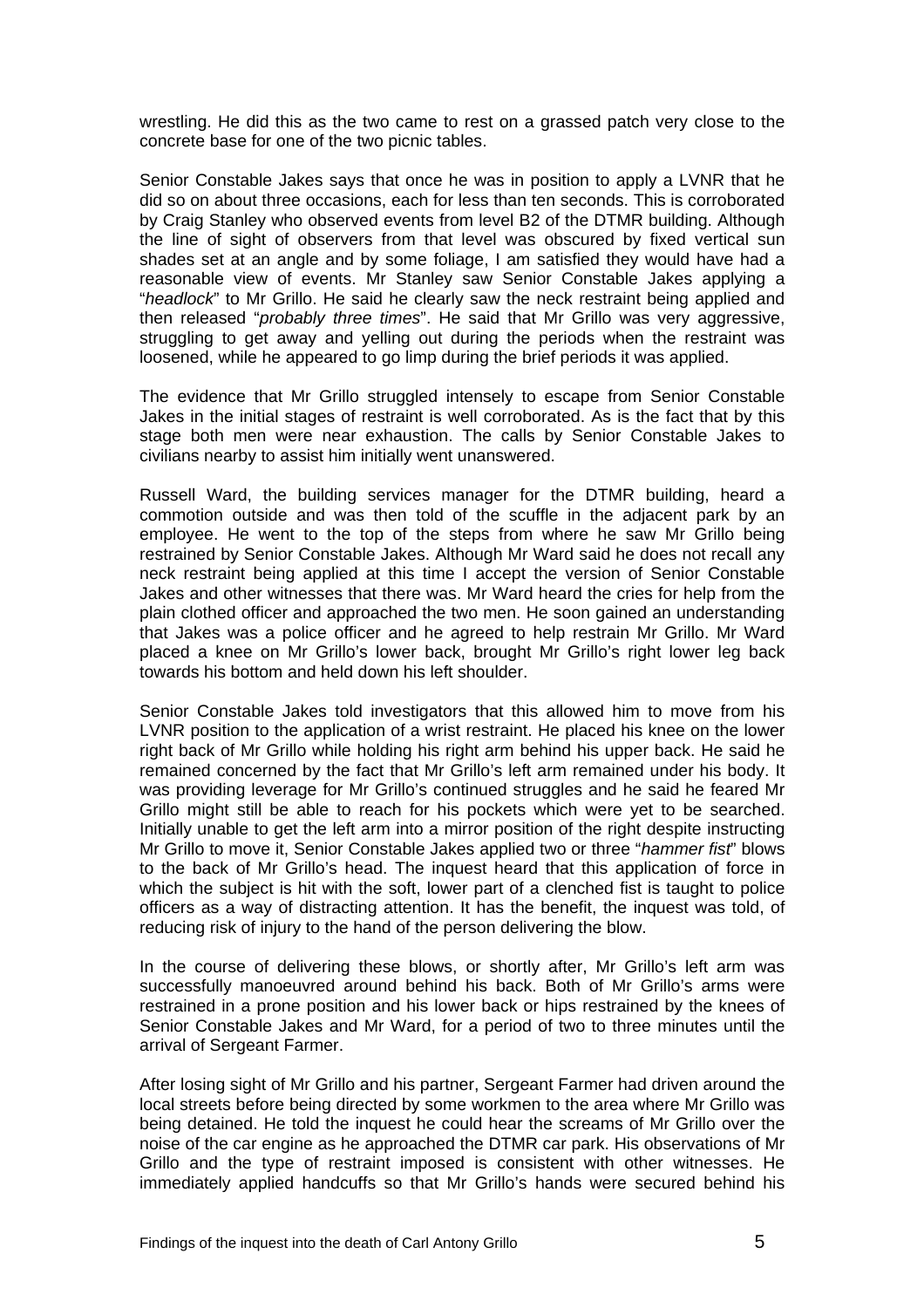wrestling. He did this as the two came to rest on a grassed patch very close to the concrete base for one of the two picnic tables.

Senior Constable Jakes says that once he was in position to apply a LVNR that he did so on about three occasions, each for less than ten seconds. This is corroborated by Craig Stanley who observed events from level B2 of the DTMR building. Although the line of sight of observers from that level was obscured by fixed vertical sun shades set at an angle and by some foliage, I am satisfied they would have had a reasonable view of events. Mr Stanley saw Senior Constable Jakes applying a "*headlock*" to Mr Grillo. He said he clearly saw the neck restraint being applied and then released "*probably three times*". He said that Mr Grillo was very aggressive, struggling to get away and yelling out during the periods when the restraint was loosened, while he appeared to go limp during the brief periods it was applied.

The evidence that Mr Grillo struggled intensely to escape from Senior Constable Jakes in the initial stages of restraint is well corroborated. As is the fact that by this stage both men were near exhaustion. The calls by Senior Constable Jakes to civilians nearby to assist him initially went unanswered.

Russell Ward, the building services manager for the DTMR building, heard a commotion outside and was then told of the scuffle in the adjacent park by an employee. He went to the top of the steps from where he saw Mr Grillo being restrained by Senior Constable Jakes. Although Mr Ward said he does not recall any neck restraint being applied at this time I accept the version of Senior Constable Jakes and other witnesses that there was. Mr Ward heard the cries for help from the plain clothed officer and approached the two men. He soon gained an understanding that Jakes was a police officer and he agreed to help restrain Mr Grillo. Mr Ward placed a knee on Mr Grillo's lower back, brought Mr Grillo's right lower leg back towards his bottom and held down his left shoulder.

Senior Constable Jakes told investigators that this allowed him to move from his LVNR position to the application of a wrist restraint. He placed his knee on the lower right back of Mr Grillo while holding his right arm behind his upper back. He said he remained concerned by the fact that Mr Grillo's left arm remained under his body. It was providing leverage for Mr Grillo's continued struggles and he said he feared Mr Grillo might still be able to reach for his pockets which were yet to be searched. Initially unable to get the left arm into a mirror position of the right despite instructing Mr Grillo to move it, Senior Constable Jakes applied two or three "*hammer fist*" blows to the back of Mr Grillo's head. The inquest heard that this application of force in which the subject is hit with the soft, lower part of a clenched fist is taught to police officers as a way of distracting attention. It has the benefit, the inquest was told, of reducing risk of injury to the hand of the person delivering the blow.

In the course of delivering these blows, or shortly after, Mr Grillo's left arm was successfully manoeuvred around behind his back. Both of Mr Grillo's arms were restrained in a prone position and his lower back or hips restrained by the knees of Senior Constable Jakes and Mr Ward, for a period of two to three minutes until the arrival of Sergeant Farmer.

After losing sight of Mr Grillo and his partner, Sergeant Farmer had driven around the local streets before being directed by some workmen to the area where Mr Grillo was being detained. He told the inquest he could hear the screams of Mr Grillo over the noise of the car engine as he approached the DTMR car park. His observations of Mr Grillo and the type of restraint imposed is consistent with other witnesses. He immediately applied handcuffs so that Mr Grillo's hands were secured behind his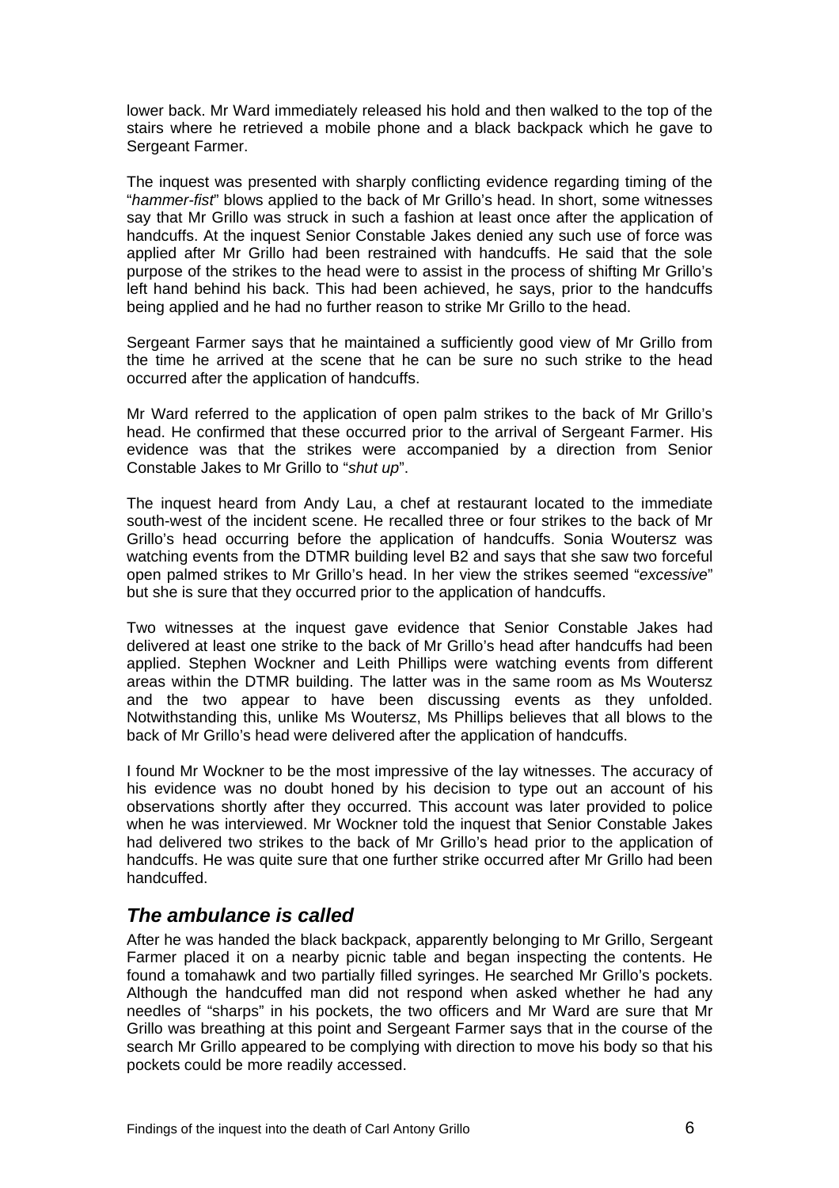lower back. Mr Ward immediately released his hold and then walked to the top of the stairs where he retrieved a mobile phone and a black backpack which he gave to Sergeant Farmer.

The inquest was presented with sharply conflicting evidence regarding timing of the "*hammer-fist*" blows applied to the back of Mr Grillo's head. In short, some witnesses say that Mr Grillo was struck in such a fashion at least once after the application of handcuffs. At the inquest Senior Constable Jakes denied any such use of force was applied after Mr Grillo had been restrained with handcuffs. He said that the sole purpose of the strikes to the head were to assist in the process of shifting Mr Grillo's left hand behind his back. This had been achieved, he says, prior to the handcuffs being applied and he had no further reason to strike Mr Grillo to the head.

Sergeant Farmer says that he maintained a sufficiently good view of Mr Grillo from the time he arrived at the scene that he can be sure no such strike to the head occurred after the application of handcuffs.

Mr Ward referred to the application of open palm strikes to the back of Mr Grillo's head. He confirmed that these occurred prior to the arrival of Sergeant Farmer. His evidence was that the strikes were accompanied by a direction from Senior Constable Jakes to Mr Grillo to "*shut up*".

The inquest heard from Andy Lau, a chef at restaurant located to the immediate south-west of the incident scene. He recalled three or four strikes to the back of Mr Grillo's head occurring before the application of handcuffs. Sonia Woutersz was watching events from the DTMR building level B2 and says that she saw two forceful open palmed strikes to Mr Grillo's head. In her view the strikes seemed "*excessive*" but she is sure that they occurred prior to the application of handcuffs.

Two witnesses at the inquest gave evidence that Senior Constable Jakes had delivered at least one strike to the back of Mr Grillo's head after handcuffs had been applied. Stephen Wockner and Leith Phillips were watching events from different areas within the DTMR building. The latter was in the same room as Ms Woutersz and the two appear to have been discussing events as they unfolded. Notwithstanding this, unlike Ms Woutersz, Ms Phillips believes that all blows to the back of Mr Grillo's head were delivered after the application of handcuffs.

I found Mr Wockner to be the most impressive of the lay witnesses. The accuracy of his evidence was no doubt honed by his decision to type out an account of his observations shortly after they occurred. This account was later provided to police when he was interviewed. Mr Wockner told the inquest that Senior Constable Jakes had delivered two strikes to the back of Mr Grillo's head prior to the application of handcuffs. He was quite sure that one further strike occurred after Mr Grillo had been handcuffed.

## *The ambulance is called*

After he was handed the black backpack, apparently belonging to Mr Grillo, Sergeant Farmer placed it on a nearby picnic table and began inspecting the contents. He found a tomahawk and two partially filled syringes. He searched Mr Grillo's pockets. Although the handcuffed man did not respond when asked whether he had any needles of "sharps" in his pockets, the two officers and Mr Ward are sure that Mr Grillo was breathing at this point and Sergeant Farmer says that in the course of the search Mr Grillo appeared to be complying with direction to move his body so that his pockets could be more readily accessed.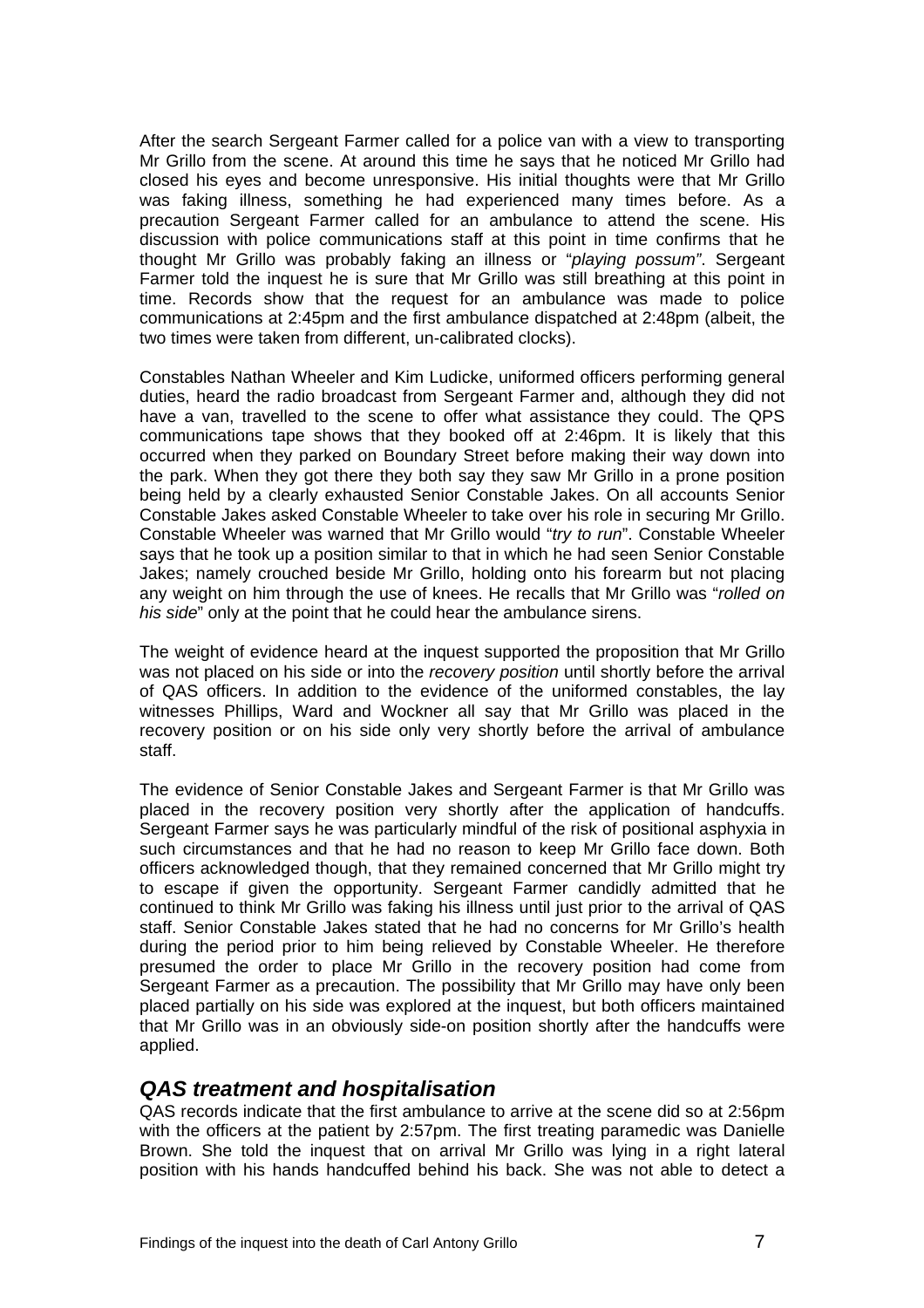After the search Sergeant Farmer called for a police van with a view to transporting Mr Grillo from the scene. At around this time he says that he noticed Mr Grillo had closed his eyes and become unresponsive. His initial thoughts were that Mr Grillo was faking illness, something he had experienced many times before. As a precaution Sergeant Farmer called for an ambulance to attend the scene. His discussion with police communications staff at this point in time confirms that he thought Mr Grillo was probably faking an illness or "*playing possum"*. Sergeant Farmer told the inquest he is sure that Mr Grillo was still breathing at this point in time. Records show that the request for an ambulance was made to police communications at 2:45pm and the first ambulance dispatched at 2:48pm (albeit, the two times were taken from different, un-calibrated clocks).

Constables Nathan Wheeler and Kim Ludicke, uniformed officers performing general duties, heard the radio broadcast from Sergeant Farmer and, although they did not have a van, travelled to the scene to offer what assistance they could. The QPS communications tape shows that they booked off at 2:46pm. It is likely that this occurred when they parked on Boundary Street before making their way down into the park. When they got there they both say they saw Mr Grillo in a prone position being held by a clearly exhausted Senior Constable Jakes. On all accounts Senior Constable Jakes asked Constable Wheeler to take over his role in securing Mr Grillo. Constable Wheeler was warned that Mr Grillo would "*try to run*". Constable Wheeler says that he took up a position similar to that in which he had seen Senior Constable Jakes; namely crouched beside Mr Grillo, holding onto his forearm but not placing any weight on him through the use of knees. He recalls that Mr Grillo was "*rolled on his side*" only at the point that he could hear the ambulance sirens.

The weight of evidence heard at the inquest supported the proposition that Mr Grillo was not placed on his side or into the *recovery position* until shortly before the arrival of QAS officers. In addition to the evidence of the uniformed constables, the lay witnesses Phillips, Ward and Wockner all say that Mr Grillo was placed in the recovery position or on his side only very shortly before the arrival of ambulance staff.

The evidence of Senior Constable Jakes and Sergeant Farmer is that Mr Grillo was placed in the recovery position very shortly after the application of handcuffs. Sergeant Farmer says he was particularly mindful of the risk of positional asphyxia in such circumstances and that he had no reason to keep Mr Grillo face down. Both officers acknowledged though, that they remained concerned that Mr Grillo might try to escape if given the opportunity. Sergeant Farmer candidly admitted that he continued to think Mr Grillo was faking his illness until just prior to the arrival of QAS staff. Senior Constable Jakes stated that he had no concerns for Mr Grillo's health during the period prior to him being relieved by Constable Wheeler. He therefore presumed the order to place Mr Grillo in the recovery position had come from Sergeant Farmer as a precaution. The possibility that Mr Grillo may have only been placed partially on his side was explored at the inquest, but both officers maintained that Mr Grillo was in an obviously side-on position shortly after the handcuffs were applied.

## *QAS treatment and hospitalisation*

QAS records indicate that the first ambulance to arrive at the scene did so at 2:56pm with the officers at the patient by 2:57pm. The first treating paramedic was Danielle Brown. She told the inquest that on arrival Mr Grillo was lying in a right lateral position with his hands handcuffed behind his back. She was not able to detect a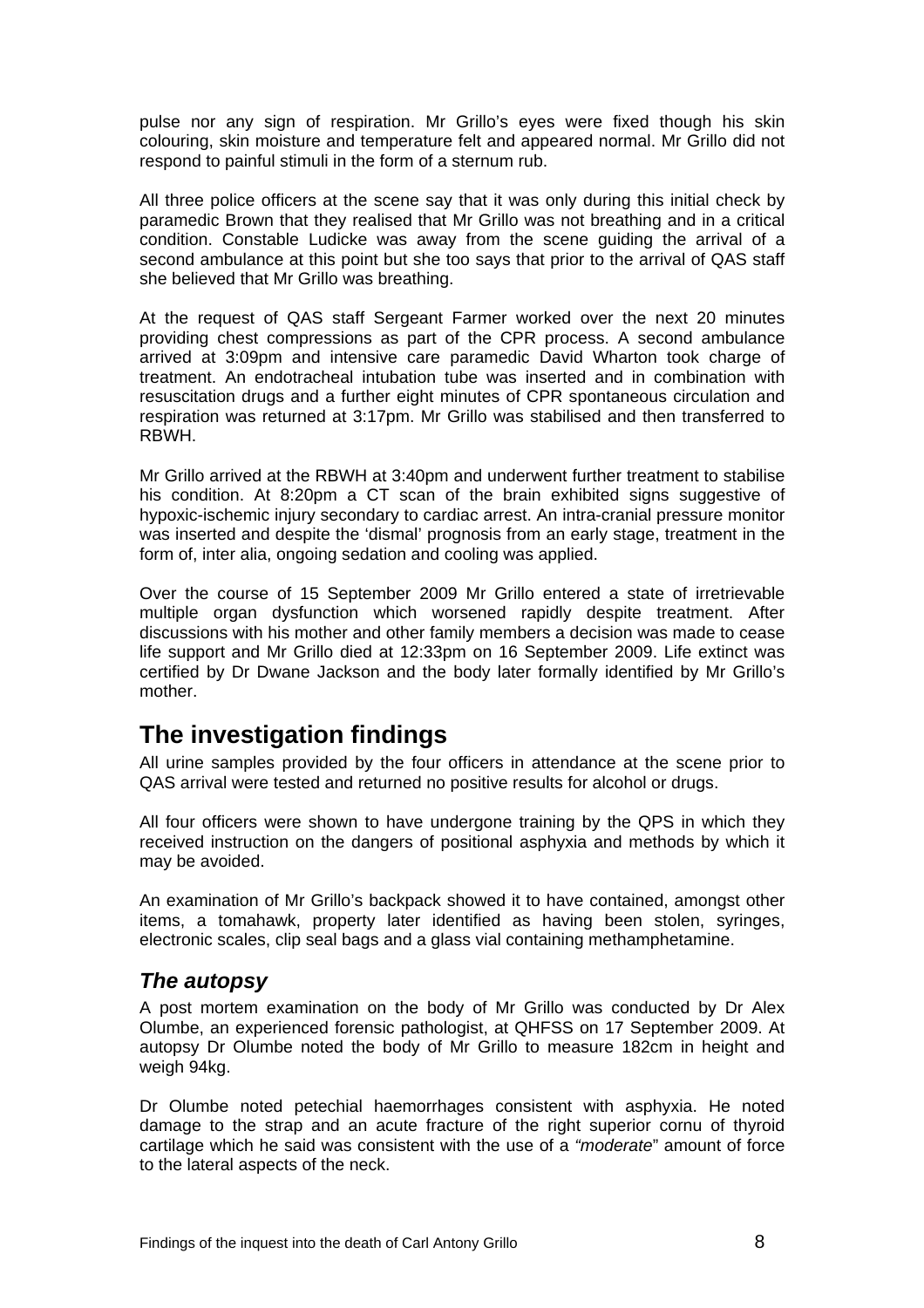pulse nor any sign of respiration. Mr Grillo's eyes were fixed though his skin colouring, skin moisture and temperature felt and appeared normal. Mr Grillo did not respond to painful stimuli in the form of a sternum rub.

All three police officers at the scene say that it was only during this initial check by paramedic Brown that they realised that Mr Grillo was not breathing and in a critical condition. Constable Ludicke was away from the scene guiding the arrival of a second ambulance at this point but she too says that prior to the arrival of QAS staff she believed that Mr Grillo was breathing.

At the request of QAS staff Sergeant Farmer worked over the next 20 minutes providing chest compressions as part of the CPR process. A second ambulance arrived at 3:09pm and intensive care paramedic David Wharton took charge of treatment. An endotracheal intubation tube was inserted and in combination with resuscitation drugs and a further eight minutes of CPR spontaneous circulation and respiration was returned at 3:17pm. Mr Grillo was stabilised and then transferred to RBWH.

Mr Grillo arrived at the RBWH at 3:40pm and underwent further treatment to stabilise his condition. At 8:20pm a CT scan of the brain exhibited signs suggestive of hypoxic-ischemic injury secondary to cardiac arrest. An intra-cranial pressure monitor was inserted and despite the 'dismal' prognosis from an early stage, treatment in the form of, inter alia, ongoing sedation and cooling was applied.

Over the course of 15 September 2009 Mr Grillo entered a state of irretrievable multiple organ dysfunction which worsened rapidly despite treatment. After discussions with his mother and other family members a decision was made to cease life support and Mr Grillo died at 12:33pm on 16 September 2009. Life extinct was certified by Dr Dwane Jackson and the body later formally identified by Mr Grillo's mother.

## The investigation findings

All urine samples provided by the four officers in attendance at the scene prior to QAS arrival were tested and returned no positive results for alcohol or drugs.

All four officers were shown to have undergone training by the QPS in which they received instruction on the dangers of positional asphyxia and methods by which it may be avoided.

An examination of Mr Grillo's backpack showed it to have contained, amongst other items, a tomahawk, property later identified as having been stolen, syringes, electronic scales, clip seal bags and a glass vial containing methamphetamine.

### *The autopsy*

A post mortem examination on the body of Mr Grillo was conducted by Dr Alex Olumbe, an experienced forensic pathologist, at QHFSS on 17 September 2009. At autopsy Dr Olumbe noted the body of Mr Grillo to measure 182cm in height and weigh 94kg.

Dr Olumbe noted petechial haemorrhages consistent with asphyxia. He noted damage to the strap and an acute fracture of the right superior cornu of thyroid cartilage which he said was consistent with the use of a *"moderate"* amount of force to the lateral aspects of the neck.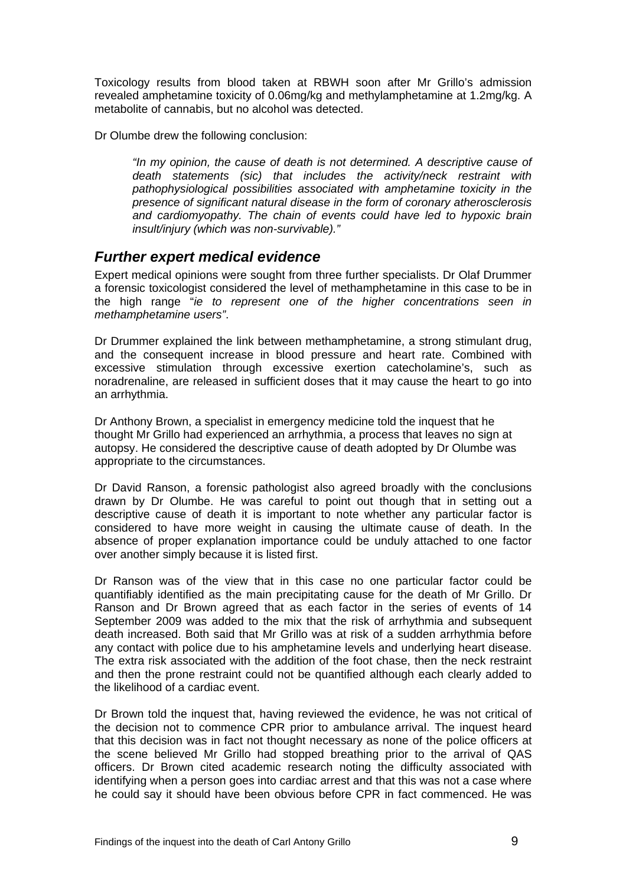Toxicology results from blood taken at RBWH soon after Mr Grillo's admission revealed amphetamine toxicity of 0.06mg/kg and methylamphetamine at 1.2mg/kg. A metabolite of cannabis, but no alcohol was detected.

Dr Olumbe drew the following conclusion:

> *"In my opinion, the cause of death is not determined. A descriptive cause of death statements (sic) that includes the activity/neck restraint with pathophysiological possibilities associated with amphetamine toxicity in the presence of significant natural disease in the form of coronary atherosclerosis and cardiomyopathy. The chain of events could have led to hypoxic brain insult/injury (which was non-survivable)."*

## *Further expert medical evidence*

Expert medical opinions were sought from three further specialists. Dr Olaf Drummer a forensic toxicologist considered the level of methamphetamine in this case to be in the high range "*ie to represent one of the higher concentrations seen in methamphetamine users"*.

Dr Drummer explained the link between methamphetamine, a strong stimulant drug, and the consequent increase in blood pressure and heart rate. Combined with excessive stimulation through excessive exertion catecholamine's, such as noradrenaline, are released in sufficient doses that it may cause the heart to go into an arrhythmia.

Dr Anthony Brown, a specialist in emergency medicine told the inquest that he thought Mr Grillo had experienced an arrhythmia, a process that leaves no sign at autopsy. He considered the descriptive cause of death adopted by Dr Olumbe was appropriate to the circumstances.

Dr David Ranson, a forensic pathologist also agreed broadly with the conclusions drawn by Dr Olumbe. He was careful to point out though that in setting out a descriptive cause of death it is important to note whether any particular factor is considered to have more weight in causing the ultimate cause of death. In the absence of proper explanation importance could be unduly attached to one factor over another simply because it is listed first.

Dr Ranson was of the view that in this case no one particular factor could be quantifiably identified as the main precipitating cause for the death of Mr Grillo. Dr Ranson and Dr Brown agreed that as each factor in the series of events of 14 September 2009 was added to the mix that the risk of arrhythmia and subsequent death increased. Both said that Mr Grillo was at risk of a sudden arrhythmia before any contact with police due to his amphetamine levels and underlying heart disease. The extra risk associated with the addition of the foot chase, then the neck restraint and then the prone restraint could not be quantified although each clearly added to the likelihood of a cardiac event.

Dr Brown told the inquest that, having reviewed the evidence, he was not critical of the decision not to commence CPR prior to ambulance arrival. The inquest heard that this decision was in fact not thought necessary as none of the police officers at the scene believed Mr Grillo had stopped breathing prior to the arrival of QAS officers. Dr Brown cited academic research noting the difficulty associated with identifying when a person goes into cardiac arrest and that this was not a case where he could say it should have been obvious before CPR in fact commenced. He was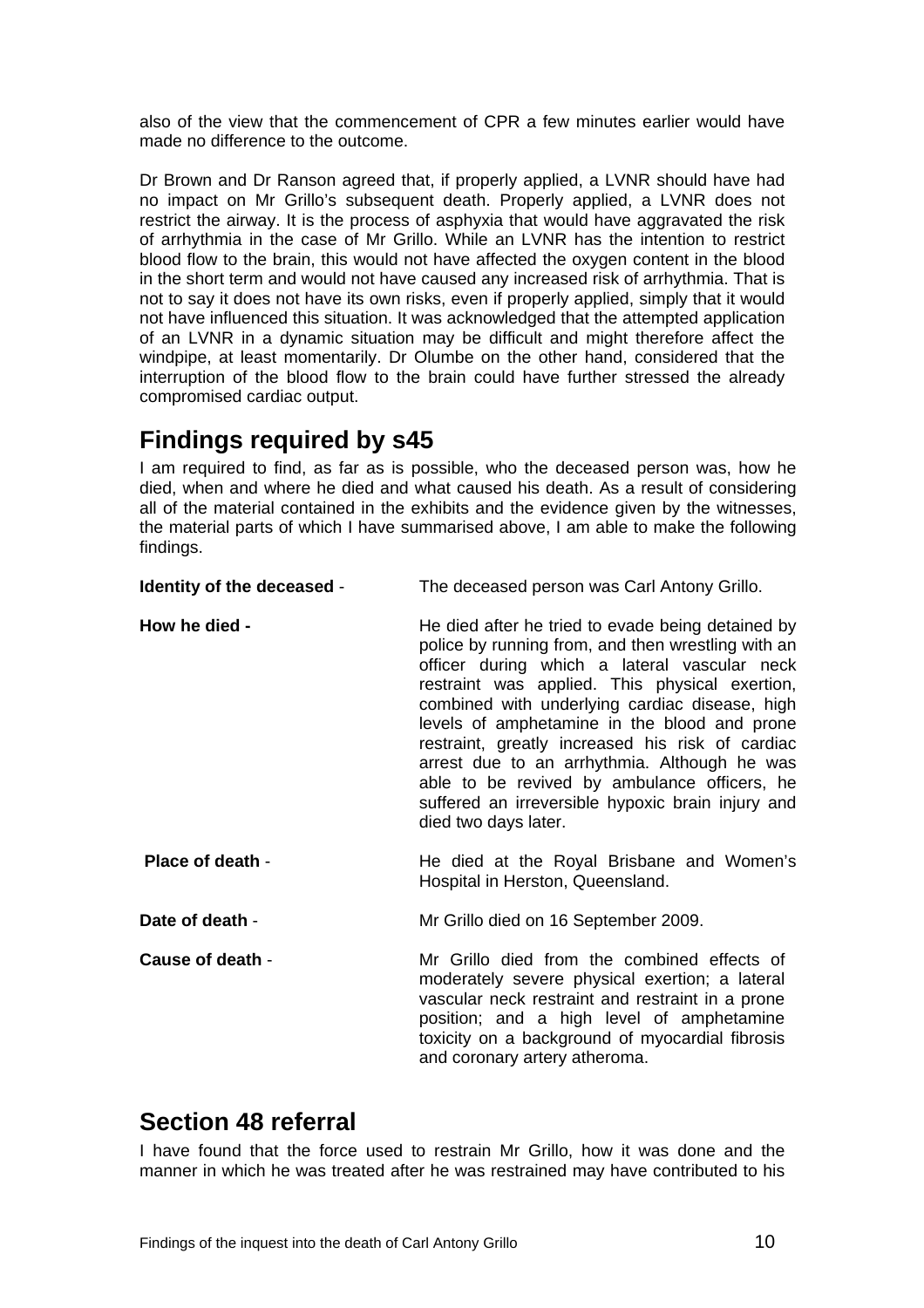also of the view that the commencement of CPR a few minutes earlier would have made no difference to the outcome.

Dr Brown and Dr Ranson agreed that, if properly applied, a LVNR should have had no impact on Mr Grillo's subsequent death. Properly applied, a LVNR does not restrict the airway. It is the process of asphyxia that would have aggravated the risk of arrhythmia in the case of Mr Grillo. While an LVNR has the intention to restrict blood flow to the brain, this would not have affected the oxygen content in the blood in the short term and would not have caused any increased risk of arrhythmia. That is not to say it does not have its own risks, even if properly applied, simply that it would not have influenced this situation. It was acknowledged that the attempted application of an LVNR in a dynamic situation may be difficult and might therefore affect the windpipe, at least momentarily. Dr Olumbe on the other hand, considered that the interruption of the blood flow to the brain could have further stressed the already compromised cardiac output.

## Findings required by s45

I am required to find, as far as is possible, who the deceased person was, how he died, when and where he died and what caused his death. As a result of considering all of the material contained in the exhibits and the evidence given by the witnesses, the material parts of which I have summarised above, I am able to make the following findings.

**Identity of the deceased** - The deceased person was Carl Antony Grillo.

**How he died -** He died after he tried to evade being detained by police by running from, and then wrestling with an officer during which a lateral vascular neck restraint was applied. This physical exertion, combined with underlying cardiac disease, high levels of amphetamine in the blood and prone restraint, greatly increased his risk of cardiac arrest due to an arrhythmia. Although he was able to be revived by ambulance officers, he suffered an irreversible hypoxic brain injury and died two days later.

**Place of death** - He died at the Royal Brisbane and Women's Hospital in Herston, Queensland.

**Date of death** - Mr Grillo died on 16 September 2009.

**Cause of death** - Mr Grillo died from the combined effects of moderately severe physical exertion; a lateral vascular neck restraint and restraint in a prone position; and a high level of amphetamine toxicity on a background of myocardial fibrosis and coronary artery atheroma.

## Section 48 referral

I have found that the force used to restrain Mr Grillo, how it was done and the manner in which he was treated after he was restrained may have contributed to his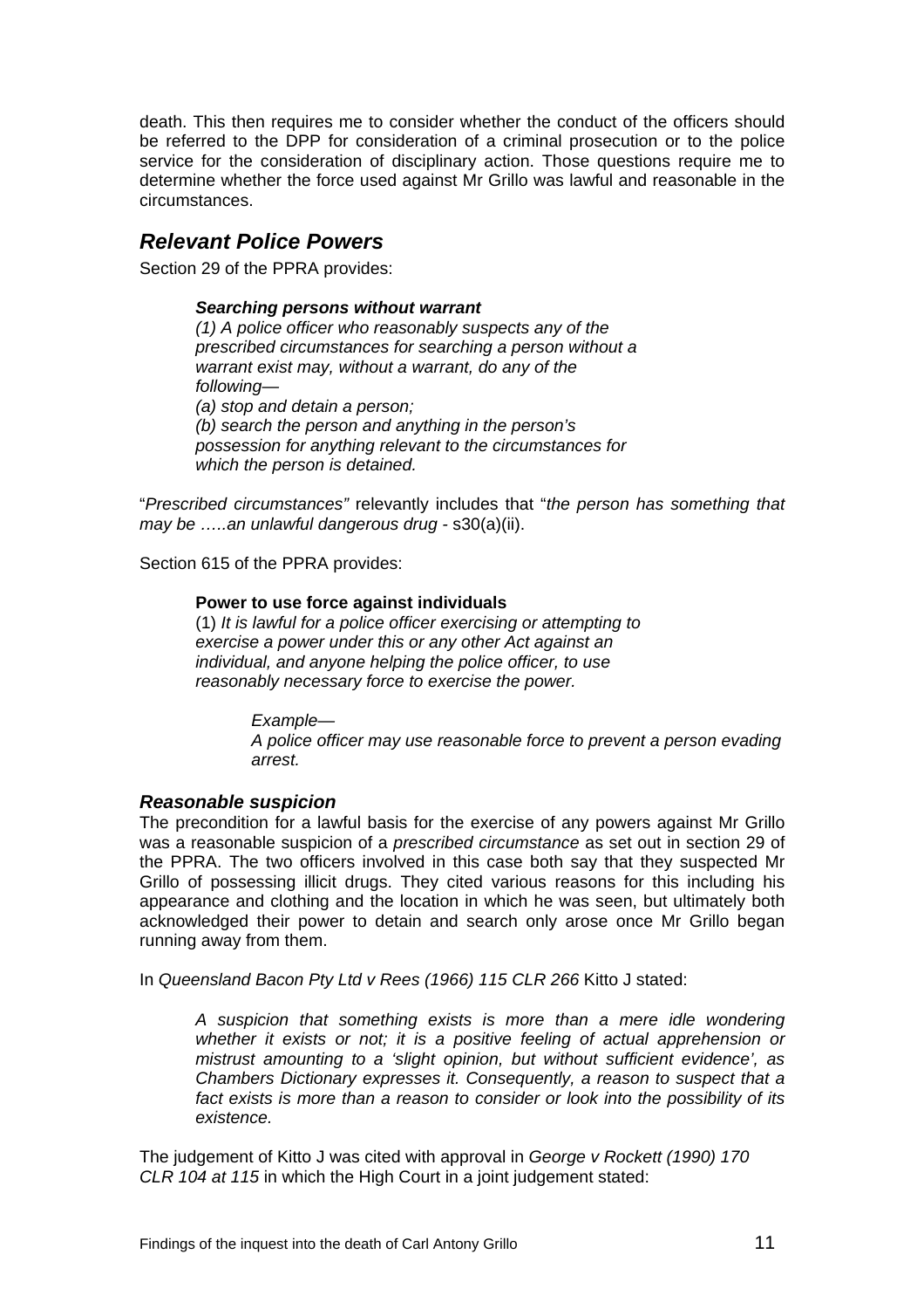death. This then requires me to consider whether the conduct of the officers should be referred to the DPP for consideration of a criminal prosecution or to the police service for the consideration of disciplinary action. Those questions require me to determine whether the force used against Mr Grillo was lawful and reasonable in the circumstances.

## *Relevant Police Powers*

Section 29 of the PPRA provides:

> ***Searching persons without warrant***
> *(1) A police officer who reasonably suspects any of the prescribed circumstances for searching a person without a warrant exist may, without a warrant, do any of the following—*
> *(a) stop and detain a person;*
> *(b) search the person and anything in the person's possession for anything relevant to the circumstances for which the person is detained.*

"*Prescribed circumstances"* relevantly includes that "*the person has something that may be …..an unlawful dangerous drug* - s30(a)(ii).

Section 615 of the PPRA provides:

> **Power to use force against individuals**
> (1) *It is lawful for a police officer exercising or attempting to exercise a power under this or any other Act against an individual, and anyone helping the police officer, to use reasonably necessary force to exercise the power.*
>
> > *Example—*
> > *A police officer may use reasonable force to prevent a person evading arrest.*

### *Reasonable suspicion*

The precondition for a lawful basis for the exercise of any powers against Mr Grillo was a reasonable suspicion of a *prescribed circumstance* as set out in section 29 of the PPRA. The two officers involved in this case both say that they suspected Mr Grillo of possessing illicit drugs. They cited various reasons for this including his appearance and clothing and the location in which he was seen, but ultimately both acknowledged their power to detain and search only arose once Mr Grillo began running away from them.

In *Queensland Bacon Pty Ltd v Rees (1966) 115 CLR 266* Kitto J stated:

> *A suspicion that something exists is more than a mere idle wondering whether it exists or not; it is a positive feeling of actual apprehension or mistrust amounting to a 'slight opinion, but without sufficient evidence', as Chambers Dictionary expresses it. Consequently, a reason to suspect that a fact exists is more than a reason to consider or look into the possibility of its existence.*

The judgement of Kitto J was cited with approval in *George v Rockett (1990) 170 CLR 104 at 115* in which the High Court in a joint judgement stated: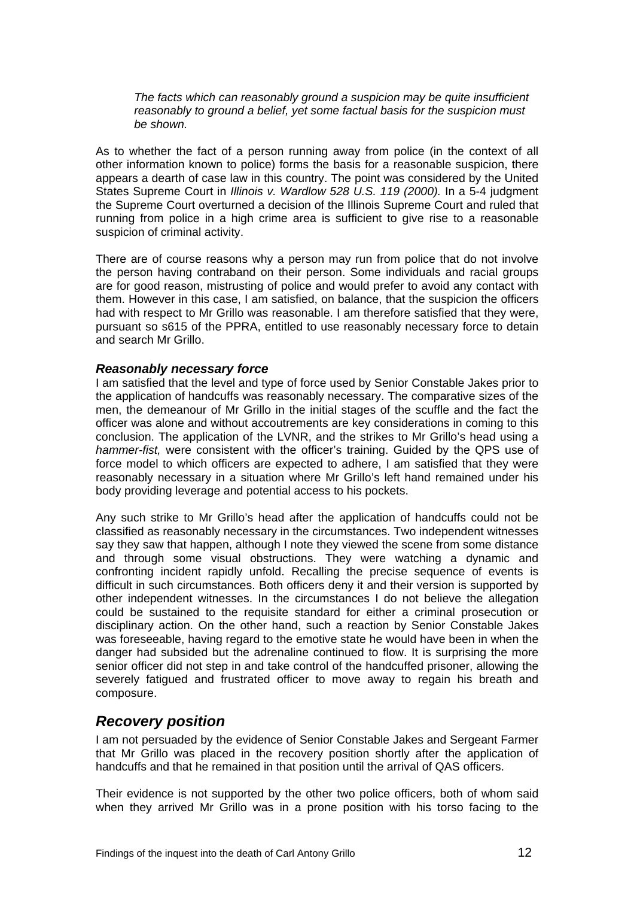> *The facts which can reasonably ground a suspicion may be quite insufficient reasonably to ground a belief, yet some factual basis for the suspicion must be shown.*

As to whether the fact of a person running away from police (in the context of all other information known to police) forms the basis for a reasonable suspicion, there appears a dearth of case law in this country. The point was considered by the United States Supreme Court in *Illinois v. Wardlow 528 U.S. 119 (2000).* In a 5-4 judgment the Supreme Court overturned a decision of the Illinois Supreme Court and ruled that running from police in a high crime area is sufficient to give rise to a reasonable suspicion of criminal activity.

There are of course reasons why a person may run from police that do not involve the person having contraband on their person. Some individuals and racial groups are for good reason, mistrusting of police and would prefer to avoid any contact with them. However in this case, I am satisfied, on balance, that the suspicion the officers had with respect to Mr Grillo was reasonable. I am therefore satisfied that they were, pursuant so s615 of the PPRA, entitled to use reasonably necessary force to detain and search Mr Grillo.

### *Reasonably necessary force*

I am satisfied that the level and type of force used by Senior Constable Jakes prior to the application of handcuffs was reasonably necessary. The comparative sizes of the men, the demeanour of Mr Grillo in the initial stages of the scuffle and the fact the officer was alone and without accoutrements are key considerations in coming to this conclusion. The application of the LVNR, and the strikes to Mr Grillo's head using a *hammer-fist,* were consistent with the officer's training. Guided by the QPS use of force model to which officers are expected to adhere, I am satisfied that they were reasonably necessary in a situation where Mr Grillo's left hand remained under his body providing leverage and potential access to his pockets.

Any such strike to Mr Grillo's head after the application of handcuffs could not be classified as reasonably necessary in the circumstances. Two independent witnesses say they saw that happen, although I note they viewed the scene from some distance and through some visual obstructions. They were watching a dynamic and confronting incident rapidly unfold. Recalling the precise sequence of events is difficult in such circumstances. Both officers deny it and their version is supported by other independent witnesses. In the circumstances I do not believe the allegation could be sustained to the requisite standard for either a criminal prosecution or disciplinary action. On the other hand, such a reaction by Senior Constable Jakes was foreseeable, having regard to the emotive state he would have been in when the danger had subsided but the adrenaline continued to flow. It is surprising the more senior officer did not step in and take control of the handcuffed prisoner, allowing the severely fatigued and frustrated officer to move away to regain his breath and composure.

## *Recovery position*

I am not persuaded by the evidence of Senior Constable Jakes and Sergeant Farmer that Mr Grillo was placed in the recovery position shortly after the application of handcuffs and that he remained in that position until the arrival of QAS officers.

Their evidence is not supported by the other two police officers, both of whom said when they arrived Mr Grillo was in a prone position with his torso facing to the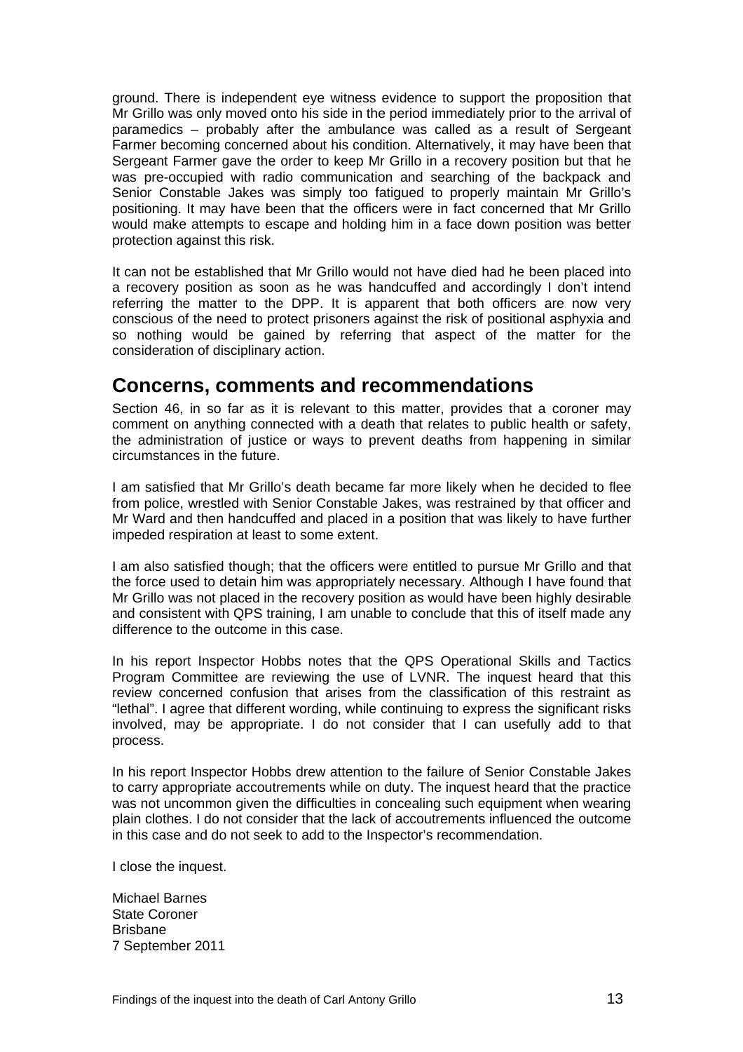ground. There is independent eye witness evidence to support the proposition that Mr Grillo was only moved onto his side in the period immediately prior to the arrival of paramedics – probably after the ambulance was called as a result of Sergeant Farmer becoming concerned about his condition. Alternatively, it may have been that Sergeant Farmer gave the order to keep Mr Grillo in a recovery position but that he was pre-occupied with radio communication and searching of the backpack and Senior Constable Jakes was simply too fatigued to properly maintain Mr Grillo's positioning. It may have been that the officers were in fact concerned that Mr Grillo would make attempts to escape and holding him in a face down position was better protection against this risk.

It can not be established that Mr Grillo would not have died had he been placed into a recovery position as soon as he was handcuffed and accordingly I don't intend referring the matter to the DPP. It is apparent that both officers are now very conscious of the need to protect prisoners against the risk of positional asphyxia and so nothing would be gained by referring that aspect of the matter for the consideration of disciplinary action.

## Concerns, comments and recommendations

Section 46, in so far as it is relevant to this matter, provides that a coroner may comment on anything connected with a death that relates to public health or safety, the administration of justice or ways to prevent deaths from happening in similar circumstances in the future.

I am satisfied that Mr Grillo's death became far more likely when he decided to flee from police, wrestled with Senior Constable Jakes, was restrained by that officer and Mr Ward and then handcuffed and placed in a position that was likely to have further impeded respiration at least to some extent.

I am also satisfied though; that the officers were entitled to pursue Mr Grillo and that the force used to detain him was appropriately necessary. Although I have found that Mr Grillo was not placed in the recovery position as would have been highly desirable and consistent with QPS training, I am unable to conclude that this of itself made any difference to the outcome in this case.

In his report Inspector Hobbs notes that the QPS Operational Skills and Tactics Program Committee are reviewing the use of LVNR. The inquest heard that this review concerned confusion that arises from the classification of this restraint as "lethal". I agree that different wording, while continuing to express the significant risks involved, may be appropriate. I do not consider that I can usefully add to that process.

In his report Inspector Hobbs drew attention to the failure of Senior Constable Jakes to carry appropriate accoutrements while on duty. The inquest heard that the practice was not uncommon given the difficulties in concealing such equipment when wearing plain clothes. I do not consider that the lack of accoutrements influenced the outcome in this case and do not seek to add to the Inspector's recommendation.

I close the inquest.

Michael Barnes  
State Coroner  
Brisbane  
7 September 2011